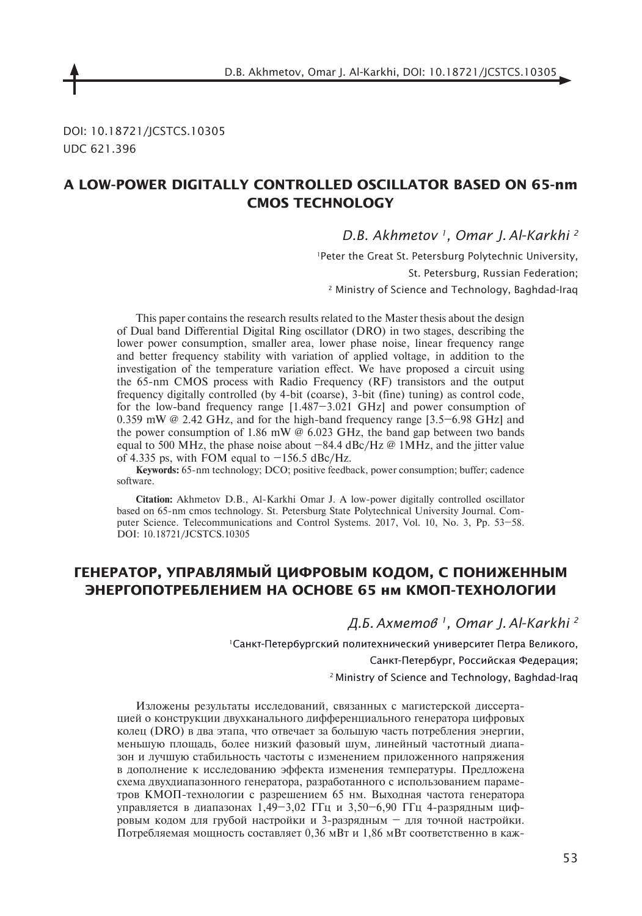DOI: 10.18721/JCSTCS.10305

UDC 621.396

## A LOW-POWER DIGITALLY CONTROLLED OSCILLATOR BASED ON 65-nm CMOS TECHNOLOGY

*D.B. Akhmetov [1], Omar J. Al-Karkhi [2]*

[1]Peter the Great St. Petersburg Polytechnic University, St. Petersburg, Russian Federation;

[2] Ministry of Science and Technology, Baghdad-Iraq

This paper contains the research results related to the Master thesis about the design of Dual band Differential Digital Ring oscillator (DRO) in two stages, describing the lower power consumption, smaller area, lower phase noise, linear frequency range and better frequency stability with variation of applied voltage, in addition to the investigation of the temperature variation effect. We have proposed a circuit using the 65-nm CMOS process with Radio Frequency (RF) transistors and the output frequency digitally controlled (by 4-bit (coarse), 3-bit (fine) tuning) as control code, for the low-band frequency range [1.487–3.021 GHz] and power consumption of 0.359 mW @ 2.42 GHz, and for the high-band frequency range [3.5–6.98 GHz] and the power consumption of 1.86 mW @ 6.023 GHz, the band gap between two bands equal to 500 MHz, the phase noise about –84.4 dBc/Hz @ 1MHz, and the jitter value of 4.335 ps, with FOM equal to –156.5 dBc/Hz.

**Keywords:** 65-nm technology; DCO; positive feedback, power consumption; buffer; cadence software.

**Citation:** Akhmetov D.B., Al-Karkhi Omar J. A low-power digitally controlled oscillator based on 65-nm cmos technology. St. Petersburg State Polytechnical University Journal. Computer Science. Telecommunications and Control Systems. 2017, Vol. 10, No. 3, Pp. 53–58. DOI: 10.18721/JCSTCS.10305

## ГЕНЕРАТОР, УПРАВЛЯМЫЙ ЦИФРОВЫМ КОДОМ, С ПОНИЖЕННЫМ ЭНЕРГОПОТРЕБЛЕНИЕМ НА ОСНОВЕ 65 нм КМОП-ТЕХНОЛОГИИ

*Д.Б. Ахметов [1], Omar J. Al-Karkhi [2]*

[1]Санкт-Петербургский политехнический университет Петра Великого, Санкт-Петербург, Российская Федерация;

[2] Ministry of Science and Technology, Baghdad-Iraq

Изложены результаты исследований, связанных с магистерской диссертацией о конструкции двухканального дифференциального генератора цифровых колец (DRO) в два этапа, что отвечает за большую часть потребления энергии, меньшую площадь, более низкий фазовый шум, линейный частотный диапазон и лучшую стабильность частоты с изменением приложенного напряжения в дополнение к исследованию эффекта изменения температуры. Предложена схема двухдиапазонного генератора, разработанного с использованием параметров КМОП-технологии с разрешением 65 нм. Выходная частота генератора управляется в диапазонах 1,49–3,02 ГГц и 3,50–6,90 ГГц 4-разрядным цифровым кодом для грубой настройки и 3-разрядным – для точной настройки. Потребляемая мощность составляет 0,36 мВт и 1,86 мВт соответственно в каж-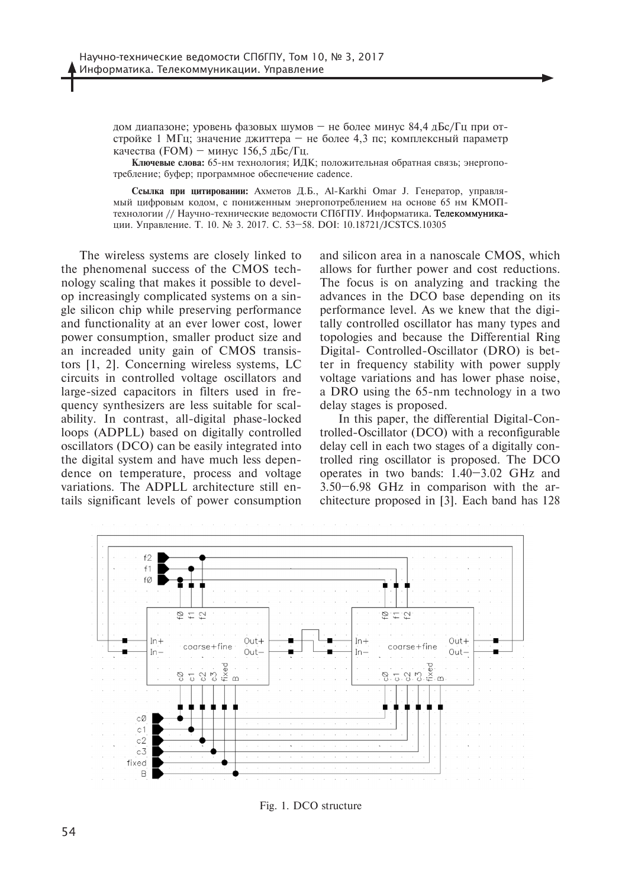дом диапазоне; уровень фазовых шумов – не более минус 84,4 дБс/Гц при отстройке 1 МГц; значение джиттера – не более 4,3 пс; комплексный параметр качества (FOM) – минус 156,5 дБс/Гц.

**Ключевые слова:** 65-нм технология; ИДК; положительная обратная связь; энергопотребление; буфер; программное обеспечение cadence.

**Ссылка при цитировании:** Ахметов Д.Б., Al-Karkhi Omar J. Генератор, управляемый цифровым кодом, с пониженным энергопотреблением на основе 65 нм КМОП-технологии // Научно-технические ведомости СПбГПУ. Информатика. Телекоммуникации. Управление. Т. 10. № 3. 2017. С. 53–58. DOI: 10.18721/JCSTCS.10305

The wireless systems are closely linked to the phenomenal success of the CMOS technology scaling that makes it possible to develop increasingly complicated systems on a single silicon chip while preserving performance and functionality at an ever lower cost, lower power consumption, smaller product size and an increaded unity gain of CMOS transistors [1, 2]. Concerning wireless systems, LC circuits in controlled voltage oscillators and large-sized capacitors in filters used in frequency synthesizers are less suitable for scalability. In contrast, all-digital phase-locked loops (ADPLL) based on digitally controlled oscillators (DCO) can be easily integrated into the digital system and have much less dependence on temperature, process and voltage variations. The ADPLL architecture still entails significant levels of power consumption and silicon area in a nanoscale CMOS, which allows for further power and cost reductions. The focus is on analyzing and tracking the advances in the DCO base depending on its performance level. As we knew that the digitally controlled oscillator has many types and topologies and because the Differential Ring Digital- Controlled-Oscillator (DRO) is better in frequency stability with power supply voltage variations and has lower phase noise, a DRO using the 65-nm technology in a two delay stages is proposed.

In this paper, the differential Digital-Controlled-Oscillator (DCO) with a reconfigurable delay cell in each two stages of a digitally controlled ring oscillator is proposed. The DCO operates in two bands: 1.40–3.02 GHz and 3.50–6.98 GHz in comparison with the architecture proposed in [3]. Each band has 128

Fig. 1. DCO structure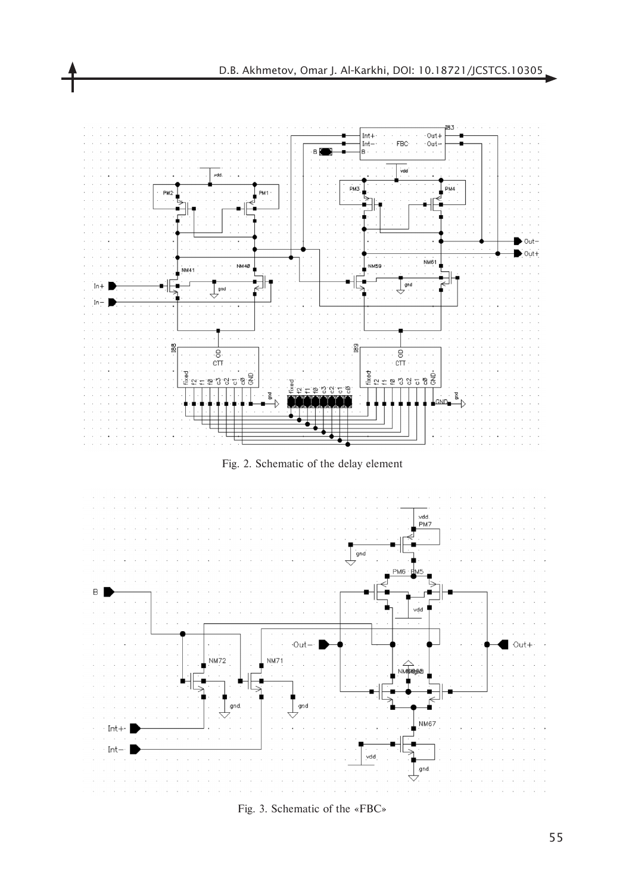Fig. 2. Schematic of the delay element

Fig. 3. Schematic of the «FBC»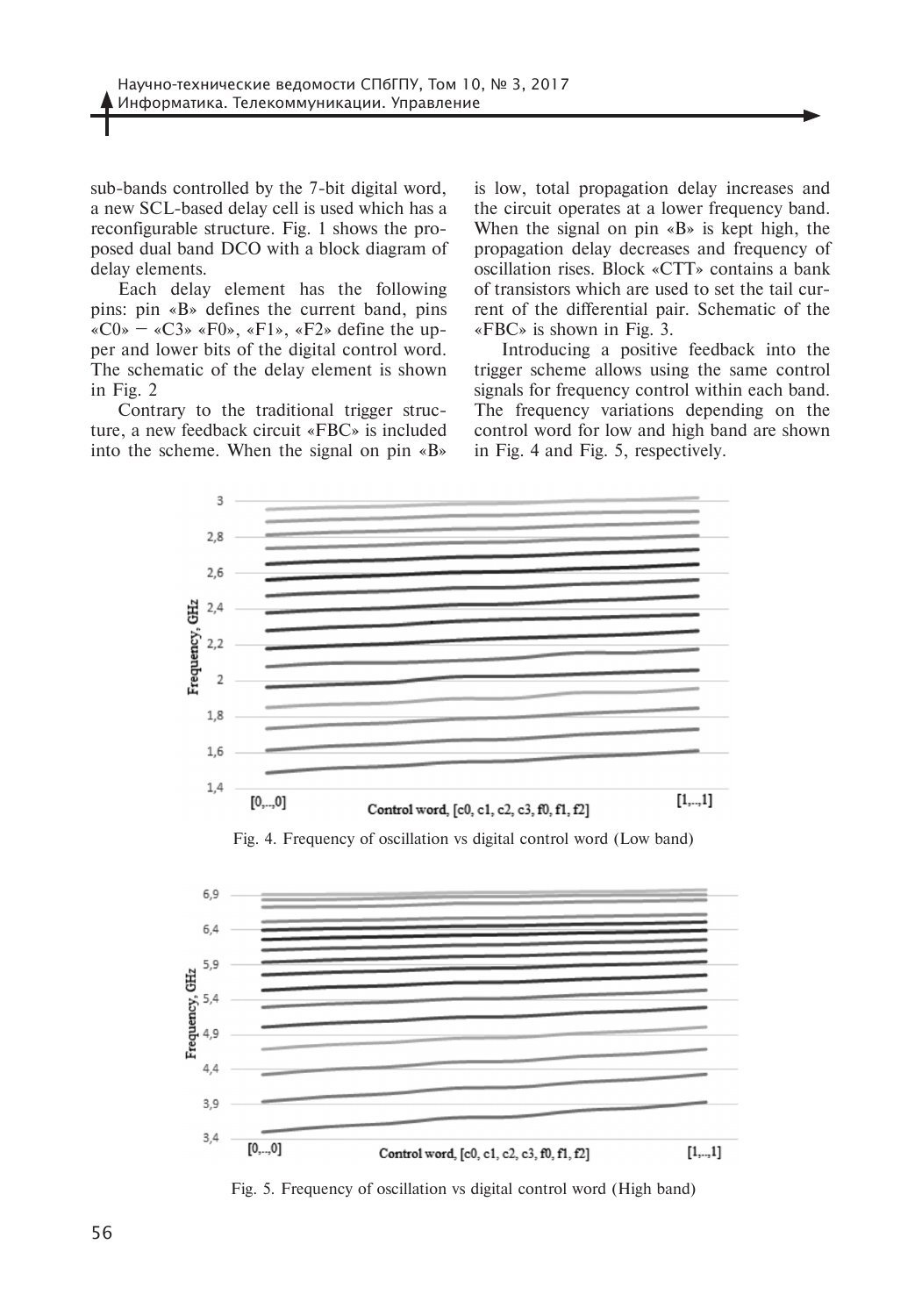sub-bands controlled by the 7-bit digital word, a new SCL-based delay cell is used which has a reconfigurable structure. Fig. 1 shows the proposed dual band DCO with a block diagram of delay elements.

Each delay element has the following pins: pin «B» defines the current band, pins «C0» – «C3» «F0», «F1», «F2» define the upper and lower bits of the digital control word. The schematic of the delay element is shown in Fig. 2

Contrary to the traditional trigger structure, a new feedback circuit «FBC» is included into the scheme. When the signal on pin «B» is low, total propagation delay increases and the circuit operates at a lower frequency band. When the signal on pin «B» is kept high, the propagation delay decreases and frequency of oscillation rises. Block «CTT» contains a bank of transistors which are used to set the tail current of the differential pair. Schematic of the «FBC» is shown in Fig. 3.

Introducing a positive feedback into the trigger scheme allows using the same control signals for frequency control within each band. The frequency variations depending on the control word for low and high band are shown in Fig. 4 and Fig. 5, respectively.

Fig. 4. Frequency of oscillation vs digital control word (Low band)

Fig. 5. Frequency of oscillation vs digital control word (High band)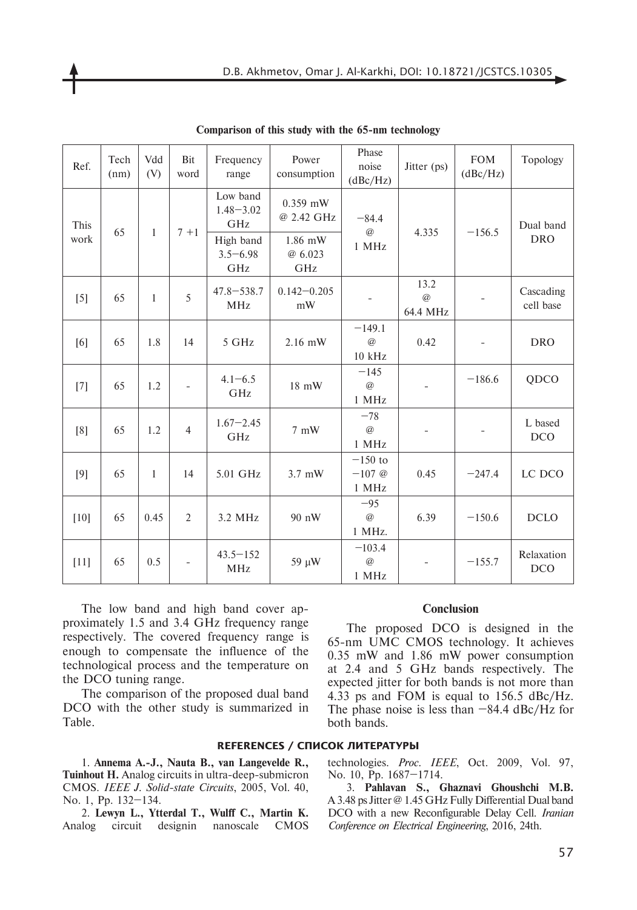**Comparison of this study with the 65-nm technology**

| Ref. | Tech (nm) | Vdd (V) | Bit word | Frequency range | Power consumption | Phase noise (dBc/Hz) | Jitter (ps) | FOM (dBc/Hz) | Topology |
|---|---|---|---|---|---|---|---|---|---|
| This work | 65 | 1 | 7 +1 | Low band 1.48–3.02 GHz | 0.359 mW @ 2.42 GHz | −84.4 @ 1 MHz | 4.335 | −156.5 | Dual band DRO |
| | | | | High band 3.5–6.98 GHz | 1.86 mW @ 6.023 GHz | | | | |
| [5] | 65 | 1 | 5 | 47.8–538.7 MHz | 0.142–0.205 mW | - | 13.2 @ 64.4 MHz | - | Cascading cell base |
| [6] | 65 | 1.8 | 14 | 5 GHz | 2.16 mW | −149.1 @ 10 kHz | 0.42 | - | DRO |
| [7] | 65 | 1.2 | - | 4.1–6.5 GHz | 18 mW | −145 @ 1 MHz | - | −186.6 | QDCO |
| [8] | 65 | 1.2 | 4 | 1.67–2.45 GHz | 7 mW | −78 @ 1 MHz | - | - | L based DCO |
| [9] | 65 | 1 | 14 | 5.01 GHz | 3.7 mW | −150 to −107 @ 1 MHz | 0.45 | −247.4 | LC DCO |
| [10] | 65 | 0.45 | 2 | 3.2 MHz | 90 nW | −95 @ 1 MHz. | 6.39 | −150.6 | DCLO |
| [11] | 65 | 0.5 | - | 43.5–152 MHz | 59 μW | −103.4 @ 1 MHz | - | −155.7 | Relaxation DCO |

The low band and high band cover approximately 1.5 and 3.4 GHz frequency range respectively. The covered frequency range is enough to compensate the influence of the technological process and the temperature on the DCO tuning range.

The comparison of the proposed dual band DCO with the other study is summarized in Table.

## Conclusion

The proposed DCO is designed in the 65-nm UMC CMOS technology. It achieves 0.35 mW and 1.86 mW power consumption at 2.4 and 5 GHz bands respectively. The expected jitter for both bands is not more than 4.33 ps and FOM is equal to 156.5 dBc/Hz. The phase noise is less than −84.4 dBc/Hz for both bands.

## REFERENCES / СПИСОК ЛИТЕРАТУРЫ

1. **Annema A.-J., Nauta B., van Langevelde R., Tuinhout H.** Analog circuits in ultra-deep-submicron CMOS. *IEEE J. Solid-state Circuits*, 2005, Vol. 40, No. 1, Pp. 132–134.

2. **Lewyn L., Ytterdal T., Wulff C., Martin K.** Analog circuit designin nanoscale CMOS technologies. *Proc. IEEE*, Oct. 2009, Vol. 97, No. 10, Pp. 1687–1714.

3. **Pahlavan S., Ghaznavi Ghoushchi M.B.** A 3.48 ps Jitter @ 1.45 GHz Fully Differential Dual band DCO with a new Reconfigurable Delay Cell. *Iranian Conference on Electrical Engineering*, 2016, 24th.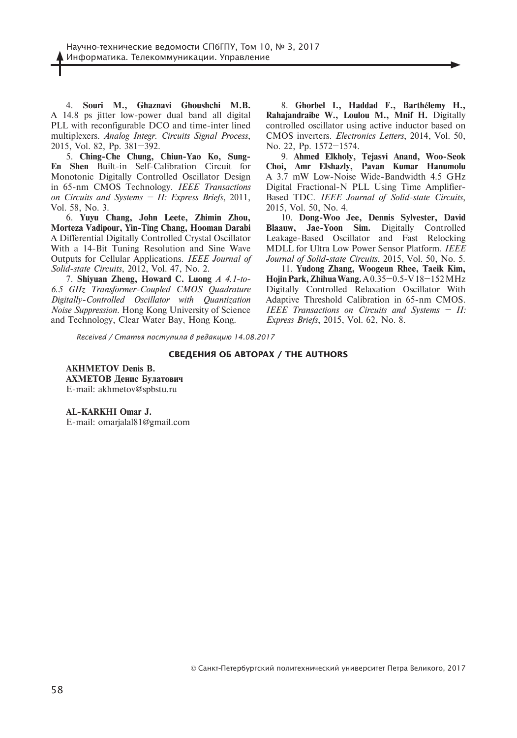4. **Souri M., Ghaznavi Ghoushchi M.B.** A 14.8 ps jitter low-power dual band all digital PLL with reconfigurable DCO and time-inter lined multiplexers. *Analog Integr. Circuits Signal Process*, 2015, Vol. 82, Pp. 381–392.

5. **Ching-Che Chung, Chiun-Yao Ko, Sung-En Shen** Built-in Self-Calibration Circuit for Monotonic Digitally Controlled Oscillator Design in 65-nm CMOS Technology. *IEEE Transactions on Circuits and Systems – II: Express Briefs*, 2011, Vol. 58, No. 3.

6. **Yuyu Chang, John Leete, Zhimin Zhou, Morteza Vadipour, Yin-Ting Chang, Hooman Darabi** A Differential Digitally Controlled Crystal Oscillator With a 14-Bit Tuning Resolution and Sine Wave Outputs for Cellular Applications. *IEEE Journal of Solid-state Circuits*, 2012, Vol. 47, No. 2.

7. **Shiyuan Zheng, Howard C. Luong** *A 4.1-to-6.5 GHz Transformer-Coupled CMOS Quadrature Digitally-Controlled Oscillator with Quantization Noise Suppression*. Hong Kong University of Science and Technology, Clear Water Bay, Hong Kong.

8. **Ghorbel I., Haddad F., Barthélemy H., Rahajandraibe W., Loulou M., Mnif H.** Digitally controlled oscillator using active inductor based on CMOS inverters. *Electronics Letters*, 2014, Vol. 50, No. 22, Pp. 1572–1574.

9. **Ahmed Elkholy, Tejasvi Anand, Woo-Seok Choi, Amr Elshazly, Pavan Kumar Hanumolu** A 3.7 mW Low-Noise Wide-Bandwidth 4.5 GHz Digital Fractional-N PLL Using Time Amplifier-Based TDC. *IEEE Journal of Solid-state Circuits*, 2015, Vol. 50, No. 4.

10. **Dong-Woo Jee, Dennis Sylvester, David Blaauw, Jae-Yoon Sim.** Digitally Controlled Leakage-Based Oscillator and Fast Relocking MDLL for Ultra Low Power Sensor Platform. *IEEE Journal of Solid-state Circuits*, 2015, Vol. 50, No. 5.

11. **Yudong Zhang, Woogeun Rhee, Taeik Kim, Hojin Park, Zhihua Wang.** A 0.35–0.5-V 18–152 MHz Digitally Controlled Relaxation Oscillator With Adaptive Threshold Calibration in 65-nm CMOS. *IEEE Transactions on Circuits and Systems – II: Express Briefs*, 2015, Vol. 62, No. 8.

*Received / Статья поступила в редакцию 14.08.2017*

## СВЕДЕНИЯ ОБ АВТОРАХ / THE AUTHORS

**AKHMETOV Denis B.**
**АХМЕТОВ Денис Булатович**
E-mail: akhmetov@spbstu.ru

**AL-KARKHI Omar J.**
E-mail: omarjalal81@gmail.com

© Санкт-Петербургский политехнический университет Петра Великого, 2017